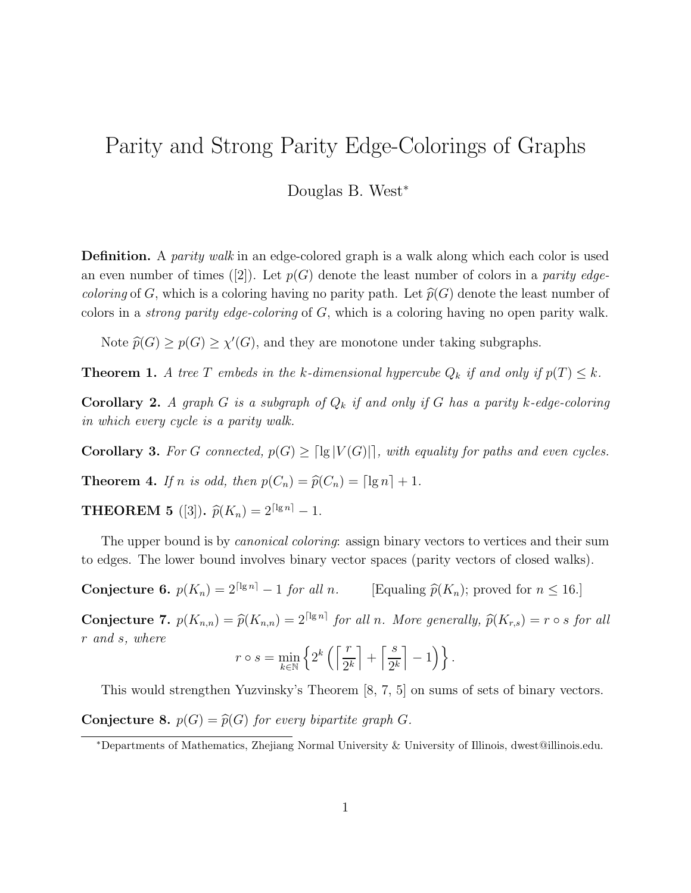# Parity and Strong Parity Edge-Colorings of Graphs

Douglas B. West*

**Definition.** A *parity walk* in an edge-colored graph is a walk along which each color is used an even number of times ([2]). Let $p(G)$ denote the least number of colors in a *parity edge-coloring* of $G$, which is a coloring having no parity path. Let $\widehat{p}(G)$ denote the least number of colors in a *strong parity edge-coloring* of $G$, which is a coloring having no open parity walk.

Note $\widehat{p}(G) \geq p(G) \geq \chi'(G)$, and they are monotone under taking subgraphs.

**Theorem 1.** *A tree $T$ embeds in the $k$-dimensional hypercube $Q_k$ if and only if $p(T) \leq k$.*

**Corollary 2.** *A graph $G$ is a subgraph of $Q_k$ if and only if $G$ has a parity $k$-edge-coloring in which every cycle is a parity walk.*

**Corollary 3.** *For $G$ connected, $p(G) \geq \lceil \lg |V(G)| \rceil$, with equality for paths and even cycles.*

**Theorem 4.** *If $n$ is odd, then $p(C_n) = \widehat{p}(C_n) = \lceil \lg n \rceil + 1$.*

**THEOREM 5** ([3]). $\widehat{p}(K_n) = 2^{\lceil \lg n \rceil} - 1$.

The upper bound is by *canonical coloring*: assign binary vectors to vertices and their sum to edges. The lower bound involves binary vector spaces (parity vectors of closed walks).

**Conjecture 6.** $p(K_n) = 2^{\lceil \lg n \rceil} - 1$ *for all $n$.* [Equaling $\widehat{p}(K_n)$; proved for $n \leq 16$.]

**Conjecture 7.** $p(K_{n,n}) = \widehat{p}(K_{n,n}) = 2^{\lceil \lg n \rceil}$ *for all $n$. More generally, $\widehat{p}(K_{r,s}) = r \circ s$ for all $r$ and $s$, where*

$$r \circ s = \min_{k \in \mathbb{N}} \left\{ 2^k \left( \left\lceil \frac{r}{2^k} \right\rceil + \left\lceil \frac{s}{2^k} \right\rceil - 1 \right) \right\}.$$

This would strengthen Yuzvinsky's Theorem [8, 7, 5] on sums of sets of binary vectors.

**Conjecture 8.** $p(G) = \widehat{p}(G)$ *for every bipartite graph $G$.*

---

*Departments of Mathematics, Zhejiang Normal University & University of Illinois, dwest@illinois.edu.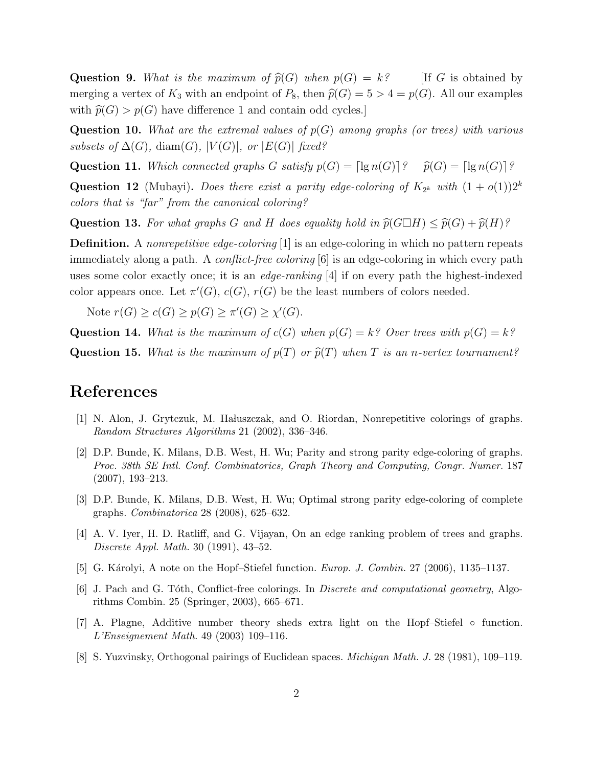**Question 9.** *What is the maximum of $\widehat{p}(G)$ when $p(G) = k$?* [If $G$ is obtained by merging a vertex of $K_3$ with an endpoint of $P_8$, then $\widehat{p}(G) = 5 > 4 = p(G)$. All our examples with $\widehat{p}(G) > p(G)$ have difference 1 and contain odd cycles.]

**Question 10.** *What are the extremal values of $p(G)$ among graphs (or trees) with various subsets of $\Delta(G)$, $\operatorname{diam}(G)$, $|V(G)|$, or $|E(G)|$ fixed?*

**Question 11.** *Which connected graphs $G$ satisfy $p(G) = \lceil \lg n(G) \rceil$? $\widehat{p}(G) = \lceil \lg n(G) \rceil$?*

**Question 12** (Mubayi)**.** *Does there exist a parity edge-coloring of $K_{2^k}$ with $(1 + o(1))2^k$ colors that is "far" from the canonical coloring?*

**Question 13.** *For what graphs $G$ and $H$ does equality hold in $\widehat{p}(G \square H) \leq \widehat{p}(G) + \widehat{p}(H)$?*

**Definition.** A *nonrepetitive edge-coloring* [1] is an edge-coloring in which no pattern repeats immediately along a path. A *conflict-free coloring* [6] is an edge-coloring in which every path uses some color exactly once; it is an *edge-ranking* [4] if on every path the highest-indexed color appears once. Let $\pi'(G)$, $c(G)$, $r(G)$ be the least numbers of colors needed.

Note $r(G) \geq c(G) \geq p(G) \geq \pi'(G) \geq \chi'(G)$.

**Question 14.** *What is the maximum of $c(G)$ when $p(G) = k$? Over trees with $p(G) = k$?*

**Question 15.** *What is the maximum of $p(T)$ or $\widehat{p}(T)$ when $T$ is an $n$-vertex tournament?*

# References

[1] N. Alon, J. Grytczuk, M. Hałuszczak, and O. Riordan, Nonrepetitive colorings of graphs. *Random Structures Algorithms* 21 (2002), 336–346.

[2] D.P. Bunde, K. Milans, D.B. West, H. Wu; Parity and strong parity edge-coloring of graphs. *Proc. 38th SE Intl. Conf. Combinatorics, Graph Theory and Computing, Congr. Numer.* 187 (2007), 193–213.

[3] D.P. Bunde, K. Milans, D.B. West, H. Wu; Optimal strong parity edge-coloring of complete graphs. *Combinatorica* 28 (2008), 625–632.

[4] A. V. Iyer, H. D. Ratliff, and G. Vijayan, On an edge ranking problem of trees and graphs. *Discrete Appl. Math.* 30 (1991), 43–52.

[5] G. Károlyi, A note on the Hopf–Stiefel function. *Europ. J. Combin.* 27 (2006), 1135–1137.

[6] J. Pach and G. Tóth, Conflict-free colorings. In *Discrete and computational geometry*, Algorithms Combin. 25 (Springer, 2003), 665–671.

[7] A. Plagne, Additive number theory sheds extra light on the Hopf–Stiefel $\circ$ function. *L'Enseignement Math.* 49 (2003) 109–116.

[8] S. Yuzvinsky, Orthogonal pairings of Euclidean spaces. *Michigan Math. J.* 28 (1981), 109–119.